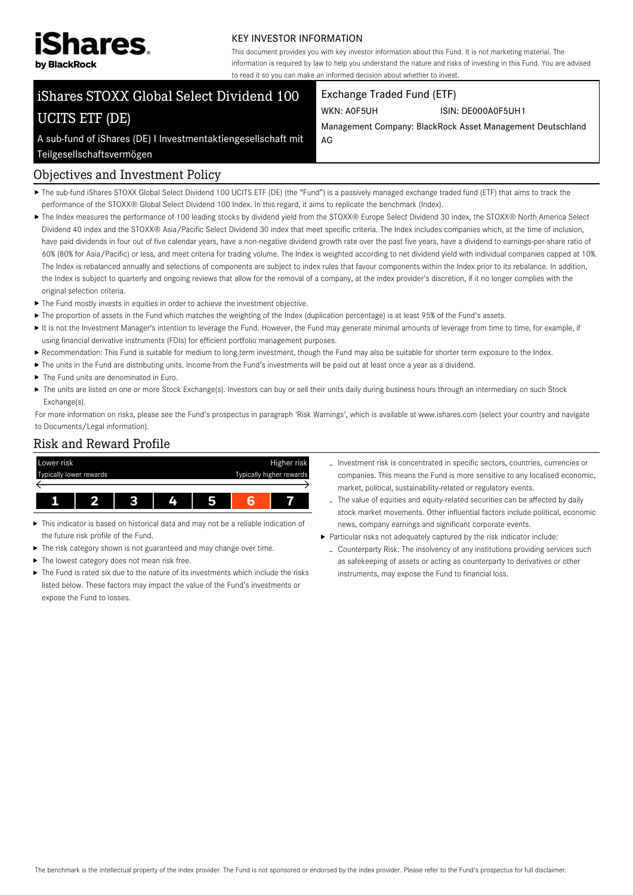iShares by BlackRock

KEY INVESTOR INFORMATION

This document provides you with key investor information about this Fund. It is not marketing material. The information is required by law to help you understand the nature and risks of investing in this Fund. You are advised to read it so you can make an informed decision about whether to invest.

# iShares STOXX Global Select Dividend 100 UCITS ETF (DE)

A sub-fund of iShares (DE) I Investmentaktiengesellschaft mit Teilgesellschaftsvermögen

Exchange Traded Fund (ETF)

WKN: A0F5UH ISIN: DE000A0F5UH1

Management Company: BlackRock Asset Management Deutschland AG

## Objectives and Investment Policy

- The sub-fund iShares STOXX Global Select Dividend 100 UCITS ETF (DE) (the "Fund") is a passively managed exchange traded fund (ETF) that aims to track the performance of the STOXX® Global Select Dividend 100 Index. In this regard, it aims to replicate the benchmark (Index).
- The Index measures the performance of 100 leading stocks by dividend yield from the STOXX® Europe Select Dividend 30 index, the STOXX® North America Select Dividend 40 index and the STOXX® Asia/Pacific Select Dividend 30 index that meet specific criteria. The Index includes companies which, at the time of inclusion, have paid dividends in four out of five calendar years, have a non-negative dividend growth rate over the past five years, have a dividend to earnings-per-share ratio of 60% (80% for Asia/Pacific) or less, and meet criteria for trading volume. The Index is weighted according to net dividend yield with individual companies capped at 10%. The Index is rebalanced annually and selections of components are subject to index rules that favour components within the Index prior to its rebalance. In addition, the Index is subject to quarterly and ongoing reviews that allow for the removal of a company, at the index provider's discretion, if it no longer complies with the original selection criteria.
- The Fund mostly invests in equities in order to achieve the investment objective.
- The proportion of assets in the Fund which matches the weighting of the Index (duplication percentage) is at least 95% of the Fund's assets.
- It is not the Investment Manager's intention to leverage the Fund. However, the Fund may generate minimal amounts of leverage from time to time, for example, if using financial derivative instruments (FDIs) for efficient portfolio management purposes.
- Recommendation: This Fund is suitable for medium to long term investment, though the Fund may also be suitable for shorter term exposure to the Index.
- The units in the Fund are distributing units. Income from the Fund's investments will be paid out at least once a year as a dividend.
- The Fund units are denominated in Euro.
- The units are listed on one or more Stock Exchange(s). Investors can buy or sell their units daily during business hours through an intermediary on such Stock Exchange(s).

For more information on risks, please see the Fund's prospectus in paragraph 'Risk Warnings', which is available at www.ishares.com (select your country and navigate to Documents/Legal information).

## Risk and Reward Profile

| Lower risk<br>Typically lower rewards | | | | | | Higher risk<br>Typically higher rewards |
|---|---|---|---|---|---|---|
| 1 | 2 | 3 | 4 | 5 | **6** | 7 |

- This indicator is based on historical data and may not be a reliable indication of the future risk profile of the Fund.
- The risk category shown is not guaranteed and may change over time.
- The lowest category does not mean risk free.
- The Fund is rated six due to the nature of its investments which include the risks listed below. These factors may impact the value of the Fund's investments or expose the Fund to losses.
  - Investment risk is concentrated in specific sectors, countries, currencies or companies. This means the Fund is more sensitive to any localised economic, market, political, sustainability-related or regulatory events.
  - The value of equities and equity-related securities can be affected by daily stock market movements. Other influential factors include political, economic news, company earnings and significant corporate events.
- Particular risks not adequately captured by the risk indicator include:
  - Counterparty Risk: The insolvency of any institutions providing services such as safekeeping of assets or acting as counterparty to derivatives or other instruments, may expose the Fund to financial loss.

The benchmark is the intellectual property of the index provider. The Fund is not sponsored or endorsed by the index provider. Please refer to the Fund's prospectus for full disclaimer.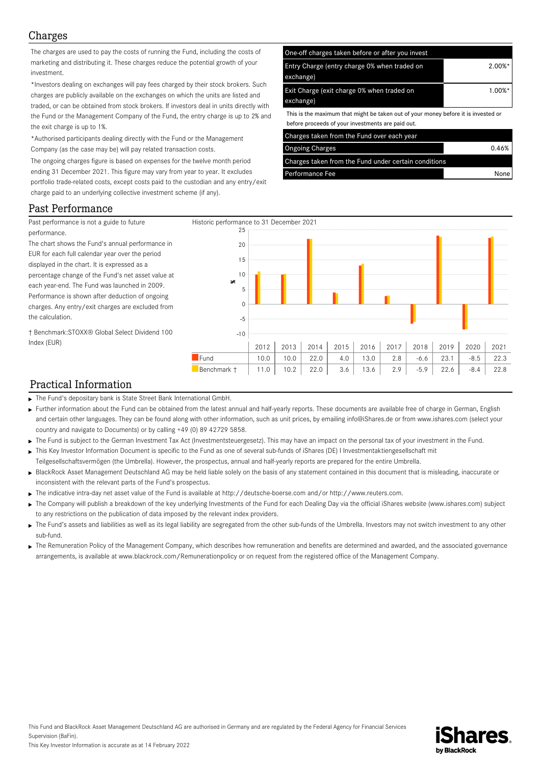## Charges

The charges are used to pay the costs of running the Fund, including the costs of marketing and distributing it. These charges reduce the potential growth of your investment.

*Investors dealing on exchanges will pay fees charged by their stock brokers. Such charges are publicly available on the exchanges on which the units are listed and traded, or can be obtained from stock brokers. If investors deal in units directly with the Fund or the Management Company of the Fund, the entry charge is up to 2% and the exit charge is up to 1%.

*Authorised participants dealing directly with the Fund or the Management Company (as the case may be) will pay related transaction costs.

The ongoing charges figure is based on expenses for the twelve month period ending 31 December 2021. This figure may vary from year to year. It excludes portfolio trade-related costs, except costs paid to the custodian and any entry/exit charge paid to an underlying collective investment scheme (if any).

| One-off charges taken before or after you invest | |
|---|---|
| Entry Charge (entry charge 0% when traded on exchange) | 2.00%* |
| Exit Charge (exit charge 0% when traded on exchange) | 1.00%* |

This is the maximum that might be taken out of your money before it is invested or before proceeds of your investments are paid out.

| Charges taken from the Fund over each year | |
|---|---|
| Ongoing Charges | 0.46% |
| **Charges taken from the Fund under certain conditions** | |
| Performance Fee | None |

## Past Performance

Past performance is not a guide to future performance.

The chart shows the Fund's annual performance in EUR for each full calendar year over the period displayed in the chart. It is expressed as a percentage change of the Fund's net asset value at each year-end. The Fund was launched in 2009. Performance is shown after deduction of ongoing charges. Any entry/exit charges are excluded from the calculation.

† Benchmark:STOXX® Global Select Dividend 100 Index (EUR)

Historic performance to 31 December 2021

%

25
20
15
10
5
0
-5
-10

| | 2012 | 2013 | 2014 | 2015 | 2016 | 2017 | 2018 | 2019 | 2020 | 2021 |
|---|---|---|---|---|---|---|---|---|---|---|
| Fund | 10.0 | 10.0 | 22.0 | 4.0 | 13.0 | 2.8 | -6.6 | 23.1 | -8.5 | 22.3 |
| Benchmark † | 11.0 | 10.2 | 22.0 | 3.6 | 13.6 | 2.9 | -5.9 | 22.6 | -8.4 | 22.8 |

## Practical Information

- The Fund's depositary bank is State Street Bank International GmbH.
- Further information about the Fund can be obtained from the latest annual and half-yearly reports. These documents are available free of charge in German, English and certain other languages. They can be found along with other information, such as unit prices, by emailing info@iShares.de or from www.ishares.com (select your country and navigate to Documents) or by calling +49 (0) 89 42729 5858.
- The Fund is subject to the German Investment Tax Act (Investmentsteuergesetz). This may have an impact on the personal tax of your investment in the Fund.
- This Key Investor Information Document is specific to the Fund as one of several sub-funds of iShares (DE) I Investmentaktiengesellschaft mit Teilgesellschaftsvermögen (the Umbrella). However, the prospectus, annual and half-yearly reports are prepared for the entire Umbrella.
- BlackRock Asset Management Deutschland AG may be held liable solely on the basis of any statement contained in this document that is misleading, inaccurate or inconsistent with the relevant parts of the Fund's prospectus.
- The indicative intra-day net asset value of the Fund is available at http://deutsche-boerse.com and/or http://www.reuters.com.
- The Company will publish a breakdown of the key underlying Investments of the Fund for each Dealing Day via the official iShares website (www.ishares.com) subject to any restrictions on the publication of data imposed by the relevant index providers.
- The Fund's assets and liabilities as well as its legal liability are segregated from the other sub-funds of the Umbrella. Investors may not switch investment to any other sub-fund.
- The Remuneration Policy of the Management Company, which describes how remuneration and benefits are determined and awarded, and the associated governance arrangements, is available at www.blackrock.com/Remunerationpolicy or on request from the registered office of the Management Company.

This Fund and BlackRock Asset Management Deutschland AG are authorised in Germany and are regulated by the Federal Agency for Financial Services Supervision (BaFin).
This Key Investor Information is accurate as at 14 February 2022